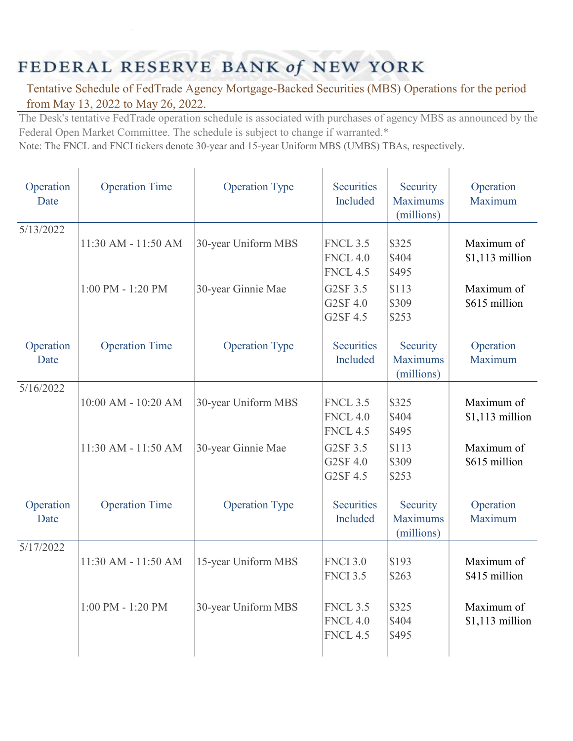# FEDERAL RESERVE BANK of NEW YORK

Tentative Schedule of FedTrade Agency Mortgage-Backed Securities (MBS) Operations for the period from May 13, 2022 to May 26, 2022.

The Desk's tentative FedTrade operation schedule is associated with purchases of agency MBS as announced by the Federal Open Market Committee. The schedule is subject to change if warranted.*

Note: The FNCL and FNCI tickers denote 30-year and 15-year Uniform MBS (UMBS) TBAs, respectively.

| Operation Date | Operation Time | Operation Type | Securities Included | Security Maximums (millions) | Operation Maximum |
|---|---|---|---|---|---|
| 5/13/2022 | | | | | |
| | 11:30 AM - 11:50 AM | 30-year Uniform MBS | FNCL 3.5<br>FNCL 4.0<br>FNCL 4.5 | $325<br>$404<br>$495 | Maximum of $1,113 million |
| | 1:00 PM - 1:20 PM | 30-year Ginnie Mae | G2SF 3.5<br>G2SF 4.0<br>G2SF 4.5 | $113<br>$309<br>$253 | Maximum of $615 million |

| Operation Date | Operation Time | Operation Type | Securities Included | Security Maximums (millions) | Operation Maximum |
|---|---|---|---|---|---|
| 5/16/2022 | | | | | |
| | 10:00 AM - 10:20 AM | 30-year Uniform MBS | FNCL 3.5<br>FNCL 4.0<br>FNCL 4.5 | $325<br>$404<br>$495 | Maximum of $1,113 million |
| | 11:30 AM - 11:50 AM | 30-year Ginnie Mae | G2SF 3.5<br>G2SF 4.0<br>G2SF 4.5 | $113<br>$309<br>$253 | Maximum of $615 million |

| Operation Date | Operation Time | Operation Type | Securities Included | Security Maximums (millions) | Operation Maximum |
|---|---|---|---|---|---|
| 5/17/2022 | | | | | |
| | 11:30 AM - 11:50 AM | 15-year Uniform MBS | FNCI 3.0<br>FNCI 3.5 | $193<br>$263 | Maximum of $415 million |
| | 1:00 PM - 1:20 PM | 30-year Uniform MBS | FNCL 3.5<br>FNCL 4.0<br>FNCL 4.5 | $325<br>$404<br>$495 | Maximum of $1,113 million |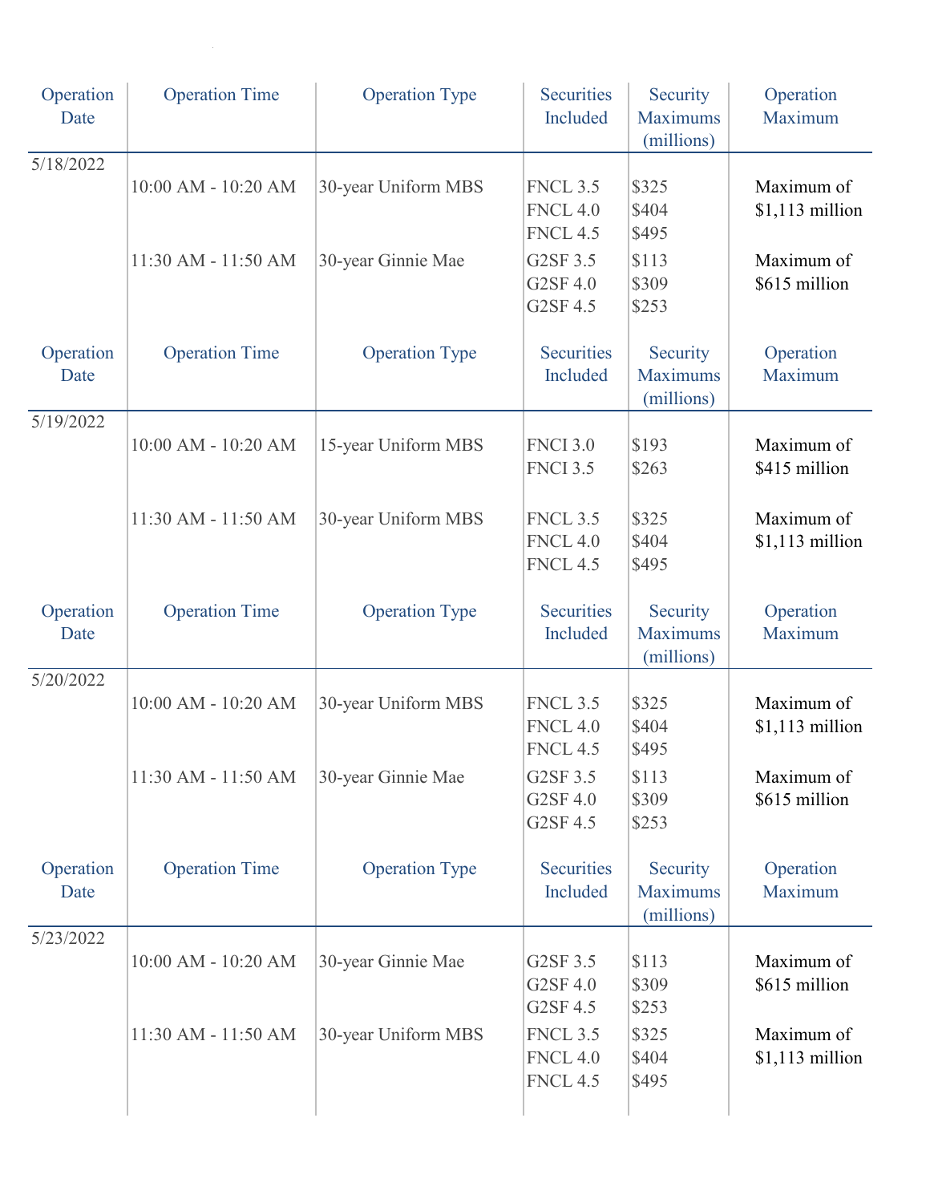| Operation Date | Operation Time | Operation Type | Securities Included | Security Maximums (millions) | Operation Maximum |
|---|---|---|---|---|---|
| 5/18/2022 | | | | | |
| | 10:00 AM - 10:20 AM | 30-year Uniform MBS | FNCL 3.5<br>FNCL 4.0<br>FNCL 4.5 | $325<br>$404<br>$495 | Maximum of $1,113 million |
| | 11:30 AM - 11:50 AM | 30-year Ginnie Mae | G2SF 3.5<br>G2SF 4.0<br>G2SF 4.5 | $113<br>$309<br>$253 | Maximum of $615 million |

| Operation Date | Operation Time | Operation Type | Securities Included | Security Maximums (millions) | Operation Maximum |
|---|---|---|---|---|---|
| 5/19/2022 | | | | | |
| | 10:00 AM - 10:20 AM | 15-year Uniform MBS | FNCI 3.0<br>FNCI 3.5 | $193<br>$263 | Maximum of $415 million |
| | 11:30 AM - 11:50 AM | 30-year Uniform MBS | FNCL 3.5<br>FNCL 4.0<br>FNCL 4.5 | $325<br>$404<br>$495 | Maximum of $1,113 million |

| Operation Date | Operation Time | Operation Type | Securities Included | Security Maximums (millions) | Operation Maximum |
|---|---|---|---|---|---|
| 5/20/2022 | | | | | |
| | 10:00 AM - 10:20 AM | 30-year Uniform MBS | FNCL 3.5<br>FNCL 4.0<br>FNCL 4.5 | $325<br>$404<br>$495 | Maximum of $1,113 million |
| | 11:30 AM - 11:50 AM | 30-year Ginnie Mae | G2SF 3.5<br>G2SF 4.0<br>G2SF 4.5 | $113<br>$309<br>$253 | Maximum of $615 million |

| Operation Date | Operation Time | Operation Type | Securities Included | Security Maximums (millions) | Operation Maximum |
|---|---|---|---|---|---|
| 5/23/2022 | | | | | |
| | 10:00 AM - 10:20 AM | 30-year Ginnie Mae | G2SF 3.5<br>G2SF 4.0<br>G2SF 4.5 | $113<br>$309<br>$253 | Maximum of $615 million |
| | 11:30 AM - 11:50 AM | 30-year Uniform MBS | FNCL 3.5<br>FNCL 4.0<br>FNCL 4.5 | $325<br>$404<br>$495 | Maximum of $1,113 million |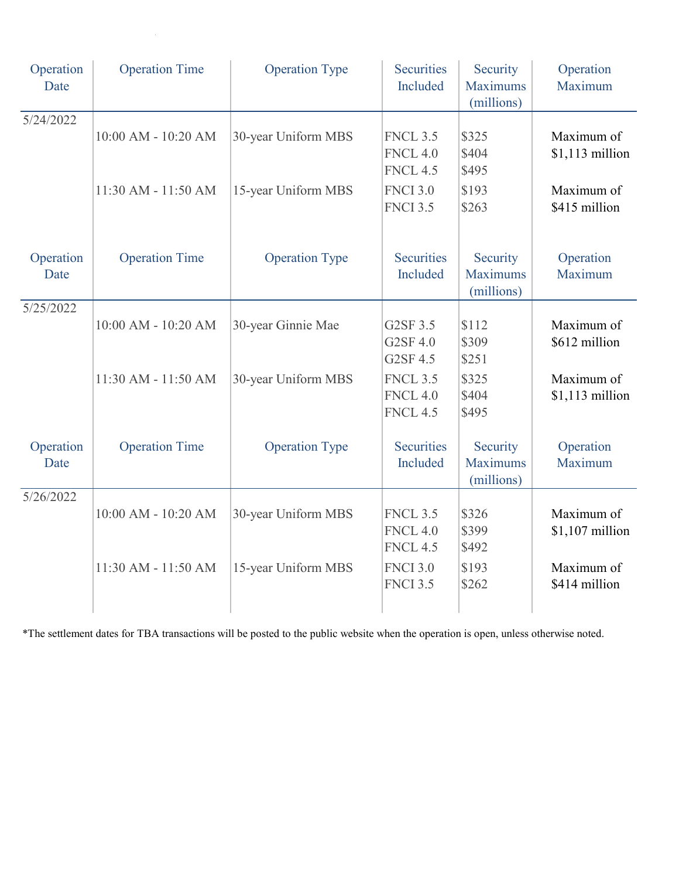| Operation Date | Operation Time | Operation Type | Securities Included | Security Maximums (millions) | Operation Maximum |
|---|---|---|---|---|---|
| 5/24/2022 | | | | | |
| | 10:00 AM - 10:20 AM | 30-year Uniform MBS | FNCL 3.5<br>FNCL 4.0<br>FNCL 4.5 | $325<br>$404<br>$495 | Maximum of $1,113 million |
| | 11:30 AM - 11:50 AM | 15-year Uniform MBS | FNCI 3.0<br>FNCI 3.5 | $193<br>$263 | Maximum of $415 million |

| Operation Date | Operation Time | Operation Type | Securities Included | Security Maximums (millions) | Operation Maximum |
|---|---|---|---|---|---|
| 5/25/2022 | | | | | |
| | 10:00 AM - 10:20 AM | 30-year Ginnie Mae | G2SF 3.5<br>G2SF 4.0<br>G2SF 4.5 | $112<br>$309<br>$251 | Maximum of $612 million |
| | 11:30 AM - 11:50 AM | 30-year Uniform MBS | FNCL 3.5<br>FNCL 4.0<br>FNCL 4.5 | $325<br>$404<br>$495 | Maximum of $1,113 million |

| Operation Date | Operation Time | Operation Type | Securities Included | Security Maximums (millions) | Operation Maximum |
|---|---|---|---|---|---|
| 5/26/2022 | | | | | |
| | 10:00 AM - 10:20 AM | 30-year Uniform MBS | FNCL 3.5<br>FNCL 4.0<br>FNCL 4.5 | $326<br>$399<br>$492 | Maximum of $1,107 million |
| | 11:30 AM - 11:50 AM | 15-year Uniform MBS | FNCI 3.0<br>FNCI 3.5 | $193<br>$262 | Maximum of $414 million |

*The settlement dates for TBA transactions will be posted to the public website when the operation is open, unless otherwise noted.